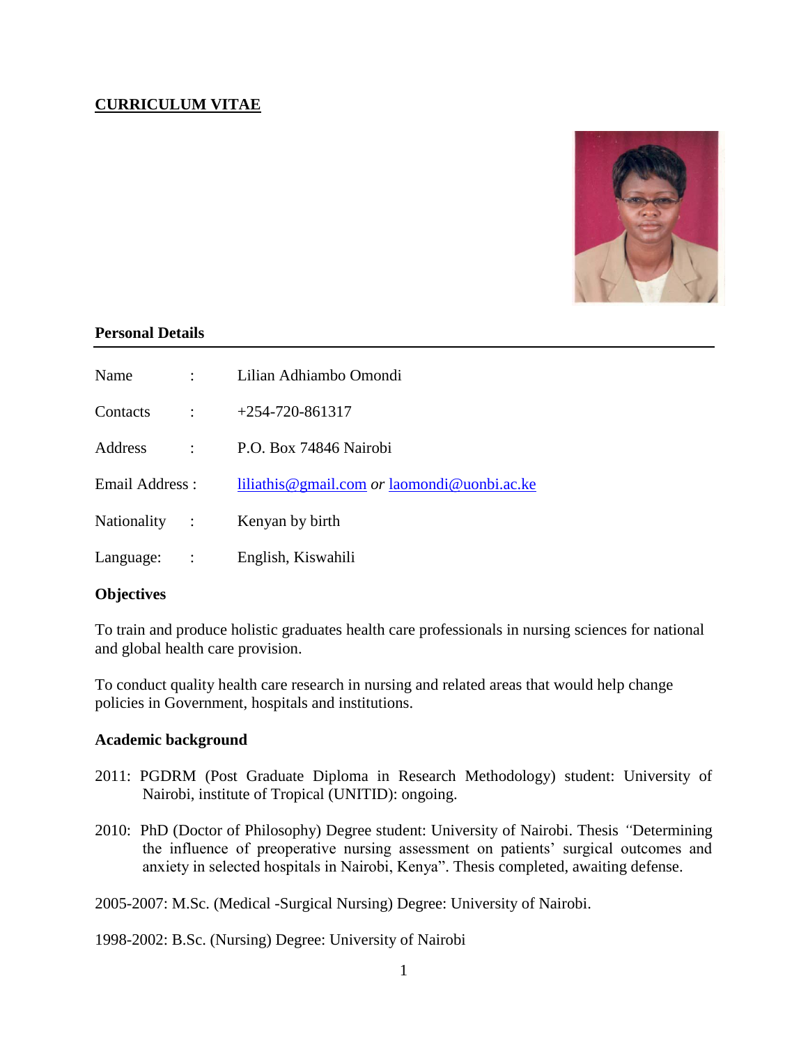# CURRICULUM VITAE

## Personal Details

| | | |
|---|---|---|
| Name | : | Lilian Adhiambo Omondi |
| Contacts | : | +254-720-861317 |
| Address | : | P.O. Box 74846 Nairobi |
| Email Address | : | liliathis@gmail.com *or* laomondi@uonbi.ac.ke |
| Nationality | : | Kenyan by birth |
| Language: | : | English, Kiswahili |

## Objectives

To train and produce holistic graduates health care professionals in nursing sciences for national and global health care provision.

To conduct quality health care research in nursing and related areas that would help change policies in Government, hospitals and institutions.

## Academic background

2011: PGDRM (Post Graduate Diploma in Research Methodology) student: University of Nairobi, institute of Tropical (UNITID): ongoing.

2010: PhD (Doctor of Philosophy) Degree student: University of Nairobi. Thesis *"*Determining the influence of preoperative nursing assessment on patients' surgical outcomes and anxiety in selected hospitals in Nairobi, Kenya". Thesis completed, awaiting defense.

2005-2007: M.Sc. (Medical -Surgical Nursing) Degree: University of Nairobi.

1998-2002: B.Sc. (Nursing) Degree: University of Nairobi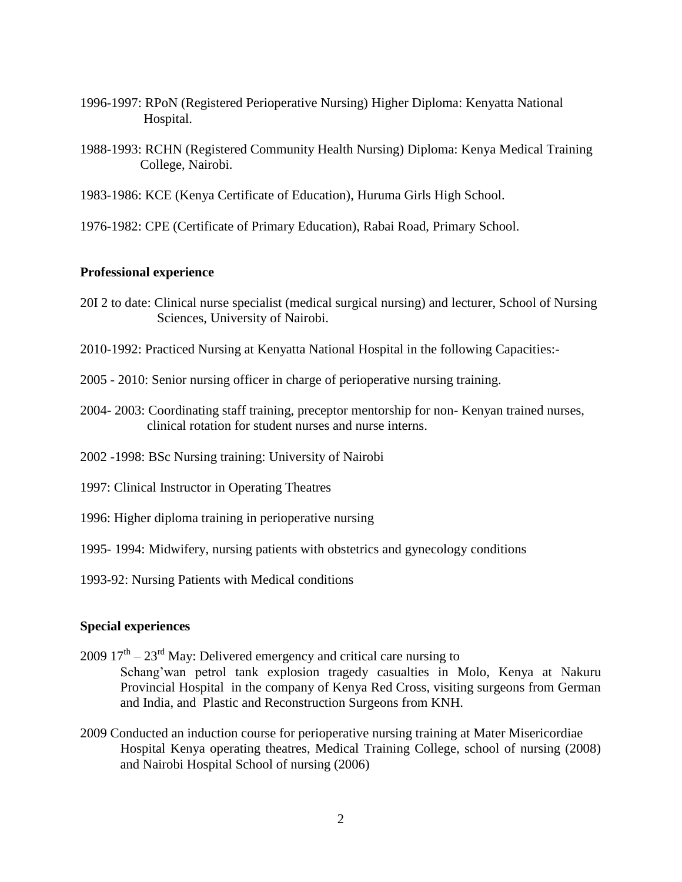1996-1997: RPoN (Registered Perioperative Nursing) Higher Diploma: Kenyatta National Hospital.

1988-1993: RCHN (Registered Community Health Nursing) Diploma: Kenya Medical Training College, Nairobi.

1983-1986: KCE (Kenya Certificate of Education), Huruma Girls High School.

1976-1982: CPE (Certificate of Primary Education), Rabai Road, Primary School.

**Professional experience**

20I 2 to date: Clinical nurse specialist (medical surgical nursing) and lecturer, School of Nursing Sciences, University of Nairobi.

2010-1992: Practiced Nursing at Kenyatta National Hospital in the following Capacities:-

2005 - 2010: Senior nursing officer in charge of perioperative nursing training.

2004- 2003: Coordinating staff training, preceptor mentorship for non- Kenyan trained nurses, clinical rotation for student nurses and nurse interns.

2002 -1998: BSc Nursing training: University of Nairobi

1997: Clinical Instructor in Operating Theatres

1996: Higher diploma training in perioperative nursing

1995- 1994: Midwifery, nursing patients with obstetrics and gynecology conditions

1993-92: Nursing Patients with Medical conditions

**Special experiences**

2009 17th – 23rd May: Delivered emergency and critical care nursing to Schang'wan petrol tank explosion tragedy casualties in Molo, Kenya at Nakuru Provincial Hospital in the company of Kenya Red Cross, visiting surgeons from German and India, and Plastic and Reconstruction Surgeons from KNH.

2009 Conducted an induction course for perioperative nursing training at Mater Misericordiae Hospital Kenya operating theatres, Medical Training College, school of nursing (2008) and Nairobi Hospital School of nursing (2006)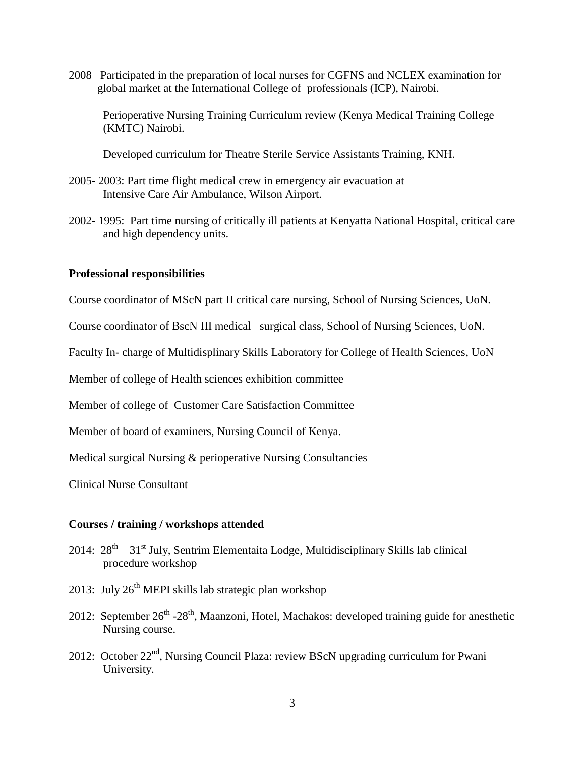2008 Participated in the preparation of local nurses for CGFNS and NCLEX examination for global market at the International College of professionals (ICP), Nairobi.

Perioperative Nursing Training Curriculum review (Kenya Medical Training College (KMTC) Nairobi.

Developed curriculum for Theatre Sterile Service Assistants Training, KNH.

2005- 2003: Part time flight medical crew in emergency air evacuation at Intensive Care Air Ambulance, Wilson Airport.

2002- 1995: Part time nursing of critically ill patients at Kenyatta National Hospital, critical care and high dependency units.

**Professional responsibilities**

Course coordinator of MScN part II critical care nursing, School of Nursing Sciences, UoN.

Course coordinator of BscN III medical –surgical class, School of Nursing Sciences, UoN.

Faculty In- charge of Multidisplinary Skills Laboratory for College of Health Sciences, UoN

Member of college of Health sciences exhibition committee

Member of college of Customer Care Satisfaction Committee

Member of board of examiners, Nursing Council of Kenya.

Medical surgical Nursing & perioperative Nursing Consultancies

Clinical Nurse Consultant

**Courses / training / workshops attended**

2014: 28th – 31st July, Sentrim Elementaita Lodge, Multidisciplinary Skills lab clinical procedure workshop

2013: July 26th MEPI skills lab strategic plan workshop

2012: September 26th -28th, Maanzoni, Hotel, Machakos: developed training guide for anesthetic Nursing course.

2012: October 22nd, Nursing Council Plaza: review BScN upgrading curriculum for Pwani University.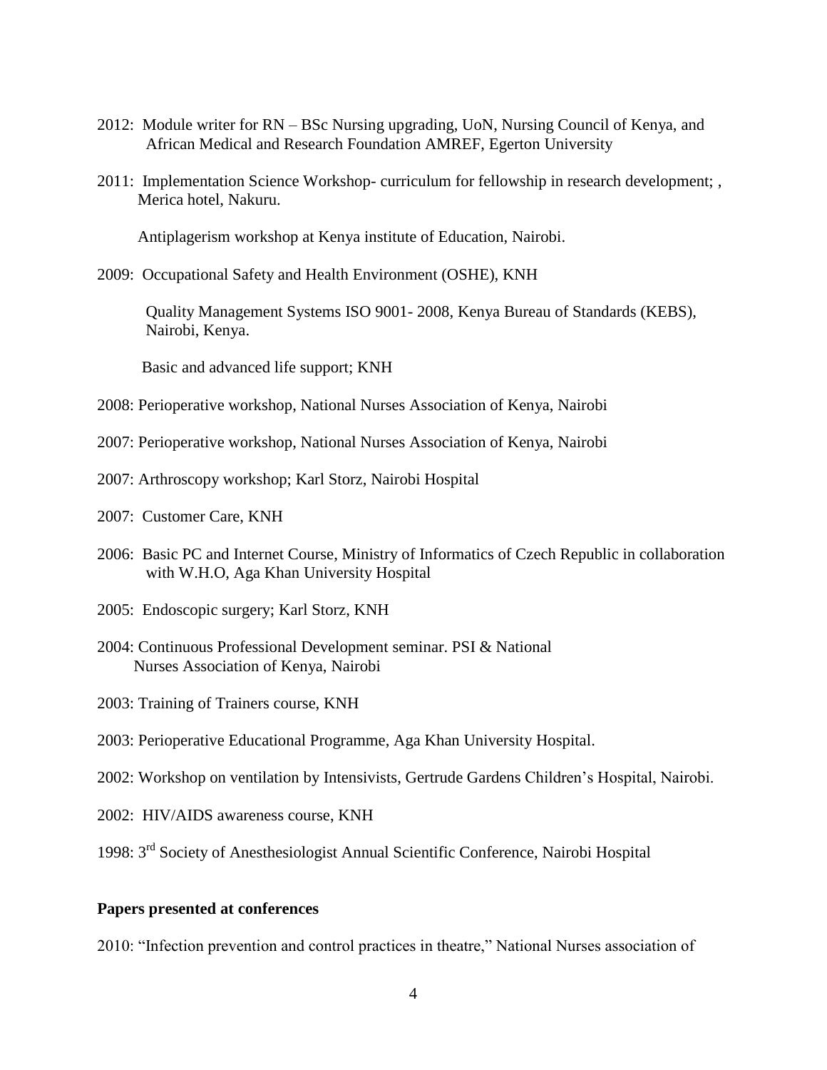2012: Module writer for RN – BSc Nursing upgrading, UoN, Nursing Council of Kenya, and African Medical and Research Foundation AMREF, Egerton University

2011: Implementation Science Workshop- curriculum for fellowship in research development; , Merica hotel, Nakuru.

Antiplagerism workshop at Kenya institute of Education, Nairobi.

2009: Occupational Safety and Health Environment (OSHE), KNH

Quality Management Systems ISO 9001- 2008, Kenya Bureau of Standards (KEBS), Nairobi, Kenya.

Basic and advanced life support; KNH

2008: Perioperative workshop, National Nurses Association of Kenya, Nairobi

2007: Perioperative workshop, National Nurses Association of Kenya, Nairobi

2007: Arthroscopy workshop; Karl Storz, Nairobi Hospital

2007: Customer Care, KNH

2006: Basic PC and Internet Course, Ministry of Informatics of Czech Republic in collaboration with W.H.O, Aga Khan University Hospital

2005: Endoscopic surgery; Karl Storz, KNH

2004: Continuous Professional Development seminar. PSI & National Nurses Association of Kenya, Nairobi

2003: Training of Trainers course, KNH

2003: Perioperative Educational Programme, Aga Khan University Hospital.

2002: Workshop on ventilation by Intensivists, Gertrude Gardens Children's Hospital, Nairobi.

2002: HIV/AIDS awareness course, KNH

1998: 3rd Society of Anesthesiologist Annual Scientific Conference, Nairobi Hospital

**Papers presented at conferences**

2010: "Infection prevention and control practices in theatre," National Nurses association of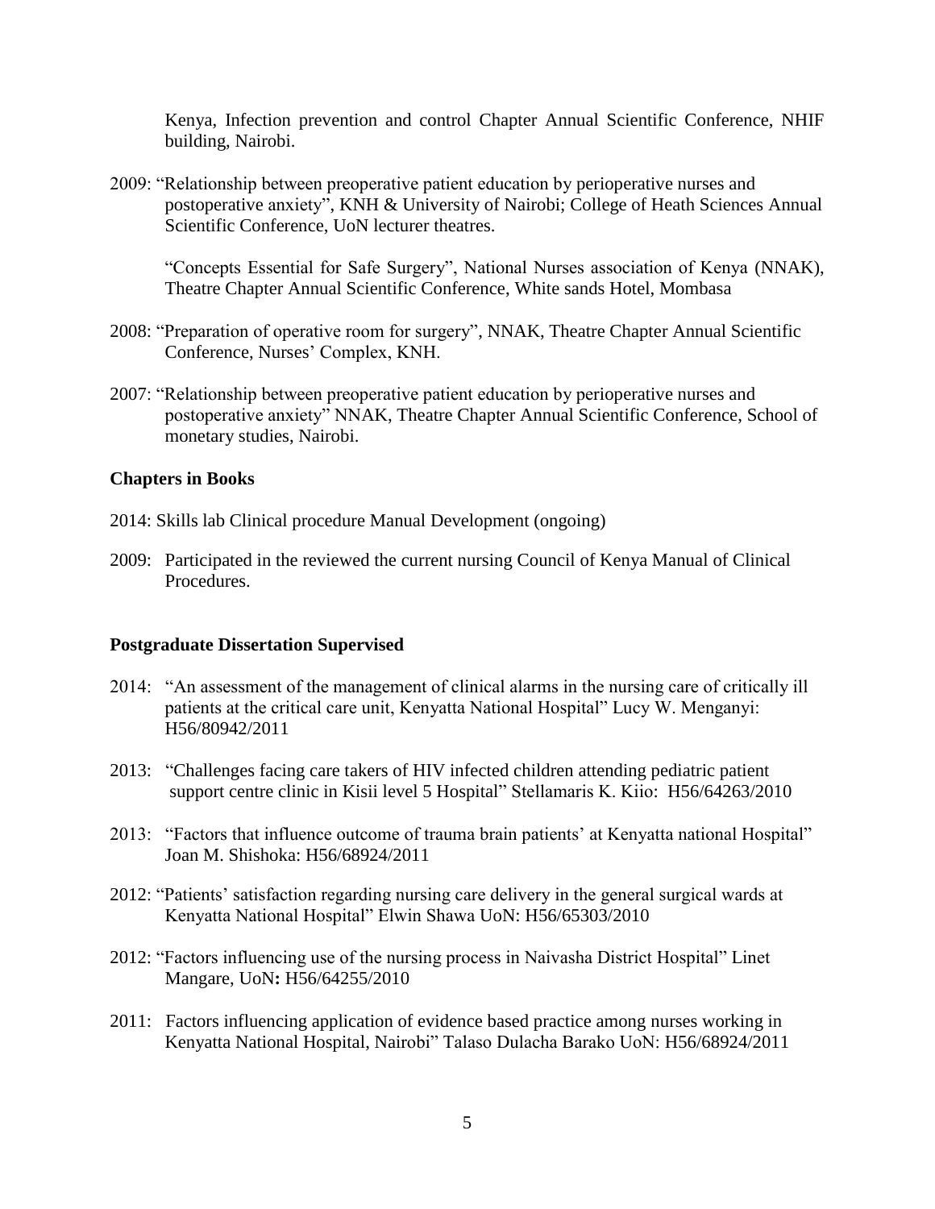Kenya, Infection prevention and control Chapter Annual Scientific Conference, NHIF building, Nairobi.

2009: "Relationship between preoperative patient education by perioperative nurses and postoperative anxiety", KNH & University of Nairobi; College of Heath Sciences Annual Scientific Conference, UoN lecturer theatres.

"Concepts Essential for Safe Surgery", National Nurses association of Kenya (NNAK), Theatre Chapter Annual Scientific Conference, White sands Hotel, Mombasa

2008: "Preparation of operative room for surgery", NNAK, Theatre Chapter Annual Scientific Conference, Nurses' Complex, KNH.

2007: "Relationship between preoperative patient education by perioperative nurses and postoperative anxiety" NNAK, Theatre Chapter Annual Scientific Conference, School of monetary studies, Nairobi.

**Chapters in Books**

2014: Skills lab Clinical procedure Manual Development (ongoing)

2009: Participated in the reviewed the current nursing Council of Kenya Manual of Clinical Procedures.

**Postgraduate Dissertation Supervised**

2014: "An assessment of the management of clinical alarms in the nursing care of critically ill patients at the critical care unit, Kenyatta National Hospital" Lucy W. Menganyi: H56/80942/2011

2013: "Challenges facing care takers of HIV infected children attending pediatric patient support centre clinic in Kisii level 5 Hospital" Stellamaris K. Kiio: H56/64263/2010

2013: "Factors that influence outcome of trauma brain patients' at Kenyatta national Hospital" Joan M. Shishoka: H56/68924/2011

2012: "Patients' satisfaction regarding nursing care delivery in the general surgical wards at Kenyatta National Hospital" Elwin Shawa UoN: H56/65303/2010

2012: "Factors influencing use of the nursing process in Naivasha District Hospital" Linet Mangare, UoN**:** H56/64255/2010

2011: Factors influencing application of evidence based practice among nurses working in Kenyatta National Hospital, Nairobi" Talaso Dulacha Barako UoN: H56/68924/2011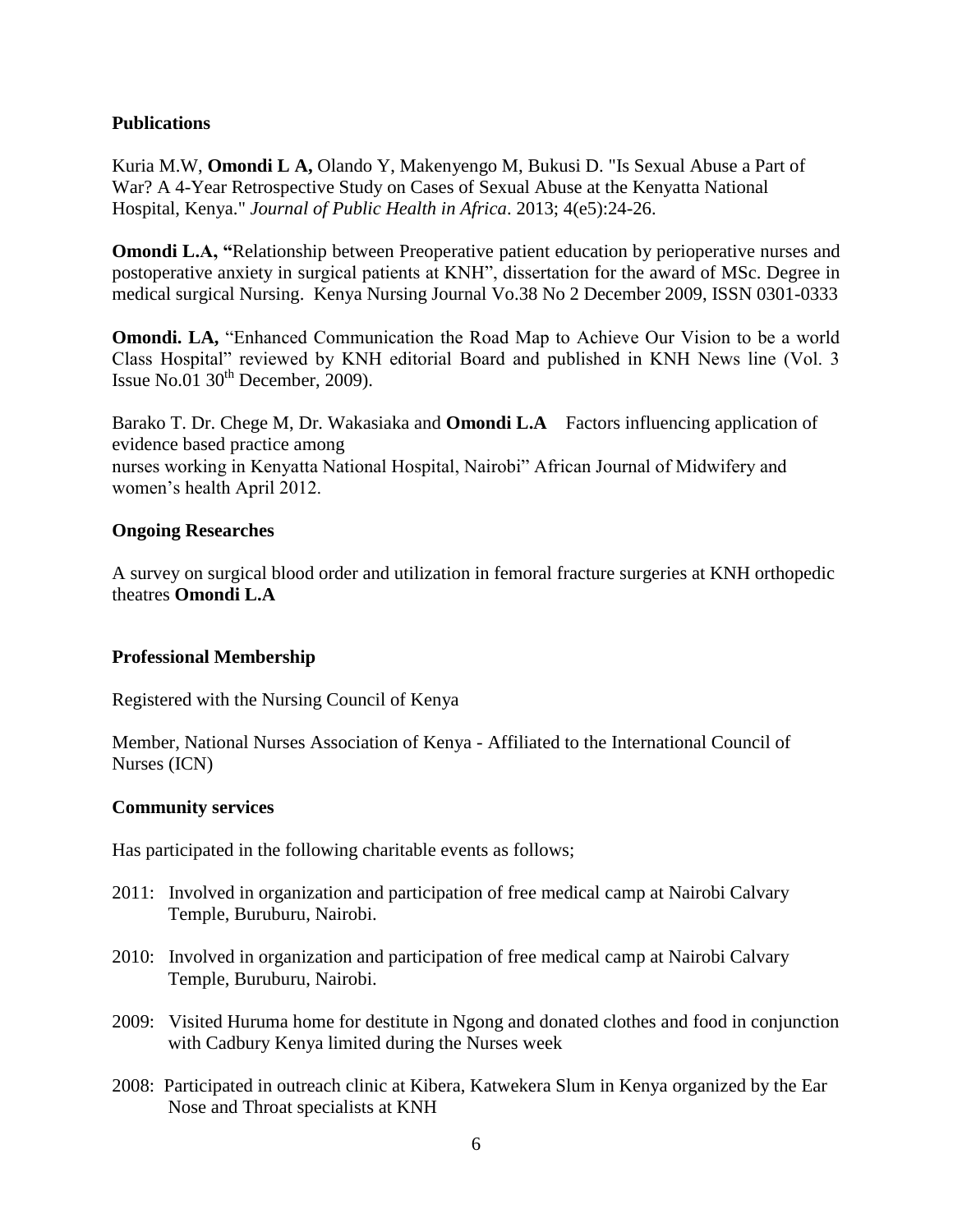**Publications**

Kuria M.W, **Omondi L A,** Olando Y, Makenyengo M, Bukusi D. "Is Sexual Abuse a Part of War? A 4-Year Retrospective Study on Cases of Sexual Abuse at the Kenyatta National Hospital, Kenya." *Journal of Public Health in Africa*. 2013; 4(e5):24-26.

**Omondi L.A, "**Relationship between Preoperative patient education by perioperative nurses and postoperative anxiety in surgical patients at KNH", dissertation for the award of MSc. Degree in medical surgical Nursing. Kenya Nursing Journal Vo.38 No 2 December 2009, ISSN 0301-0333

**Omondi. LA,** "Enhanced Communication the Road Map to Achieve Our Vision to be a world Class Hospital" reviewed by KNH editorial Board and published in KNH News line (Vol. 3 Issue No.01 30th December, 2009).

Barako T. Dr. Chege M, Dr. Wakasiaka and **Omondi L.A** Factors influencing application of evidence based practice among nurses working in Kenyatta National Hospital, Nairobi" African Journal of Midwifery and women's health April 2012.

**Ongoing Researches**

A survey on surgical blood order and utilization in femoral fracture surgeries at KNH orthopedic theatres **Omondi L.A**

**Professional Membership**

Registered with the Nursing Council of Kenya

Member, National Nurses Association of Kenya - Affiliated to the International Council of Nurses (ICN)

**Community services**

Has participated in the following charitable events as follows;

2011: Involved in organization and participation of free medical camp at Nairobi Calvary Temple, Buruburu, Nairobi.

2010: Involved in organization and participation of free medical camp at Nairobi Calvary Temple, Buruburu, Nairobi.

2009: Visited Huruma home for destitute in Ngong and donated clothes and food in conjunction with Cadbury Kenya limited during the Nurses week

2008: Participated in outreach clinic at Kibera, Katwekera Slum in Kenya organized by the Ear Nose and Throat specialists at KNH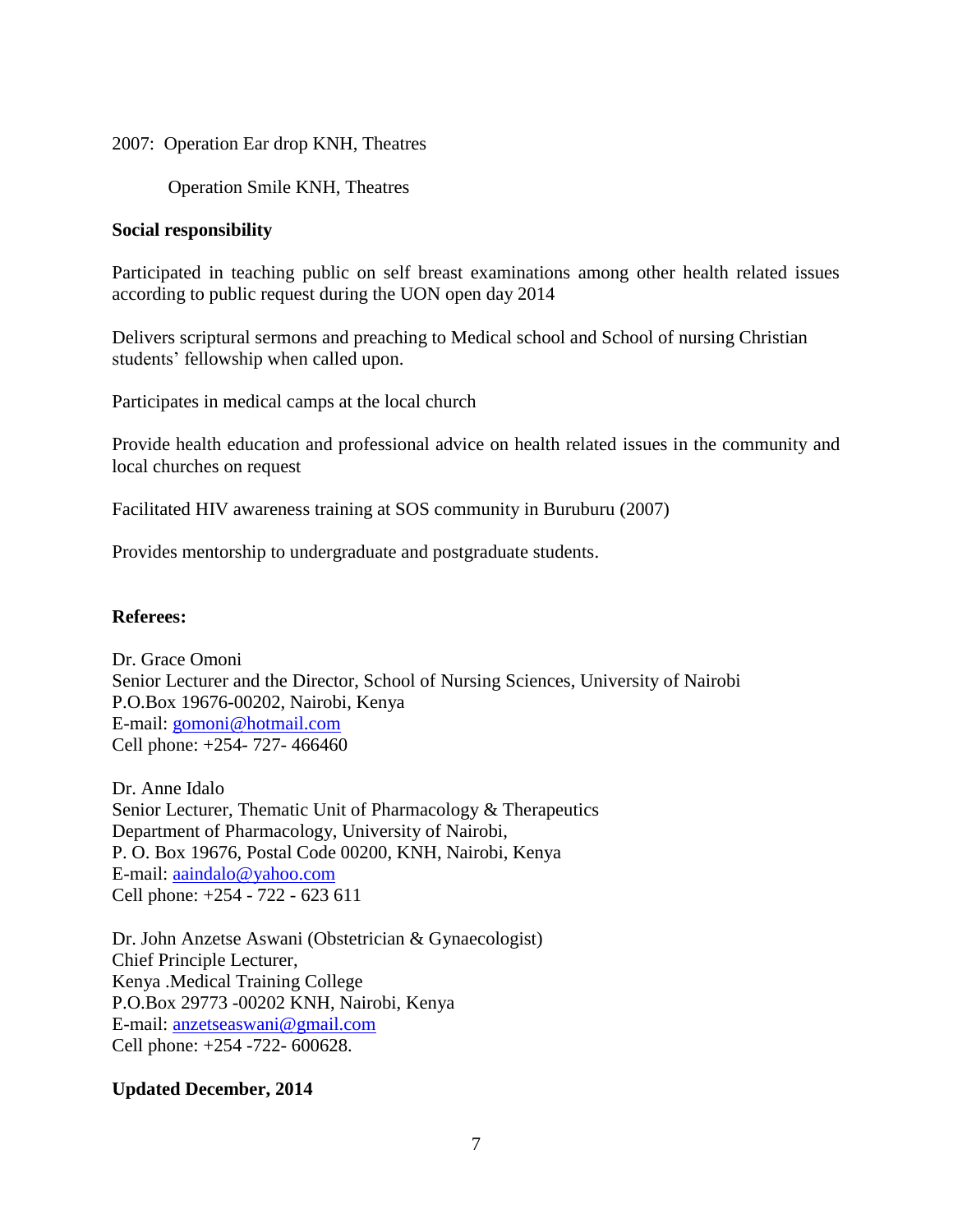2007: Operation Ear drop KNH, Theatres

Operation Smile KNH, Theatres

**Social responsibility**

Participated in teaching public on self breast examinations among other health related issues according to public request during the UON open day 2014

Delivers scriptural sermons and preaching to Medical school and School of nursing Christian students' fellowship when called upon.

Participates in medical camps at the local church

Provide health education and professional advice on health related issues in the community and local churches on request

Facilitated HIV awareness training at SOS community in Buruburu (2007)

Provides mentorship to undergraduate and postgraduate students.

**Referees:**

Dr. Grace Omoni
Senior Lecturer and the Director, School of Nursing Sciences, University of Nairobi
P.O.Box 19676-00202, Nairobi, Kenya
E-mail: gomoni@hotmail.com
Cell phone: +254- 727- 466460

Dr. Anne Idalo
Senior Lecturer, Thematic Unit of Pharmacology & Therapeutics
Department of Pharmacology, University of Nairobi,
P. O. Box 19676, Postal Code 00200, KNH, Nairobi, Kenya
E-mail: aaindalo@yahoo.com
Cell phone: +254 - 722 - 623 611

Dr. John Anzetse Aswani (Obstetrician & Gynaecologist)
Chief Principle Lecturer,
Kenya .Medical Training College
P.O.Box 29773 -00202 KNH, Nairobi, Kenya
E-mail: anzetseaswani@gmail.com
Cell phone: +254 -722- 600628.

**Updated December, 2014**